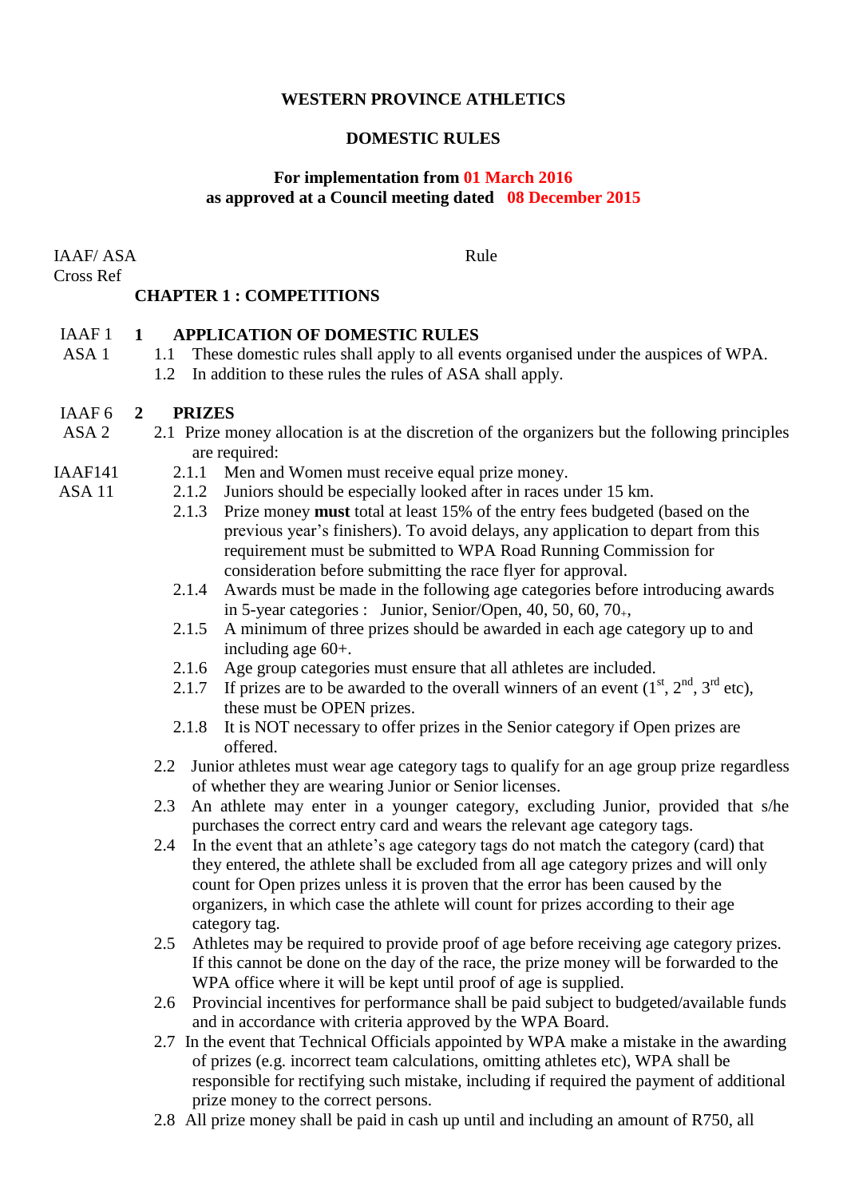**WESTERN PROVINCE ATHLETICS**

**DOMESTIC RULES**

**For implementation from 01 March 2016**
**as approved at a Council meeting dated 08 December 2015**

IAAF/ ASA Cross Ref — Rule

## CHAPTER 1 : COMPETITIONS

IAAF 1 / ASA 1

### 1 APPLICATION OF DOMESTIC RULES

1.1 These domestic rules shall apply to all events organised under the auspices of WPA.

1.2 In addition to these rules the rules of ASA shall apply.

IAAF 6 / ASA 2

### 2 PRIZES

2.1 Prize money allocation is at the discretion of the organizers but the following principles are required:

IAAF141 / ASA 11

2.1.1 Men and Women must receive equal prize money.

2.1.2 Juniors should be especially looked after in races under 15 km.

2.1.3 Prize money **must** total at least 15% of the entry fees budgeted (based on the previous year's finishers). To avoid delays, any application to depart from this requirement must be submitted to WPA Road Running Commission for consideration before submitting the race flyer for approval.

2.1.4 Awards must be made in the following age categories before introducing awards in 5-year categories : Junior, Senior/Open, 40, 50, 60, 70+,

2.1.5 A minimum of three prizes should be awarded in each age category up to and including age 60+.

2.1.6 Age group categories must ensure that all athletes are included.

2.1.7 If prizes are to be awarded to the overall winners of an event (1st, 2nd, 3rd etc), these must be OPEN prizes.

2.1.8 It is NOT necessary to offer prizes in the Senior category if Open prizes are offered.

2.2 Junior athletes must wear age category tags to qualify for an age group prize regardless of whether they are wearing Junior or Senior licenses.

2.3 An athlete may enter in a younger category, excluding Junior, provided that s/he purchases the correct entry card and wears the relevant age category tags.

2.4 In the event that an athlete's age category tags do not match the category (card) that they entered, the athlete shall be excluded from all age category prizes and will only count for Open prizes unless it is proven that the error has been caused by the organizers, in which case the athlete will count for prizes according to their age category tag.

2.5 Athletes may be required to provide proof of age before receiving age category prizes. If this cannot be done on the day of the race, the prize money will be forwarded to the WPA office where it will be kept until proof of age is supplied.

2.6 Provincial incentives for performance shall be paid subject to budgeted/available funds and in accordance with criteria approved by the WPA Board.

2.7 In the event that Technical Officials appointed by WPA make a mistake in the awarding of prizes (e.g. incorrect team calculations, omitting athletes etc), WPA shall be responsible for rectifying such mistake, including if required the payment of additional prize money to the correct persons.

2.8 All prize money shall be paid in cash up until and including an amount of R750, all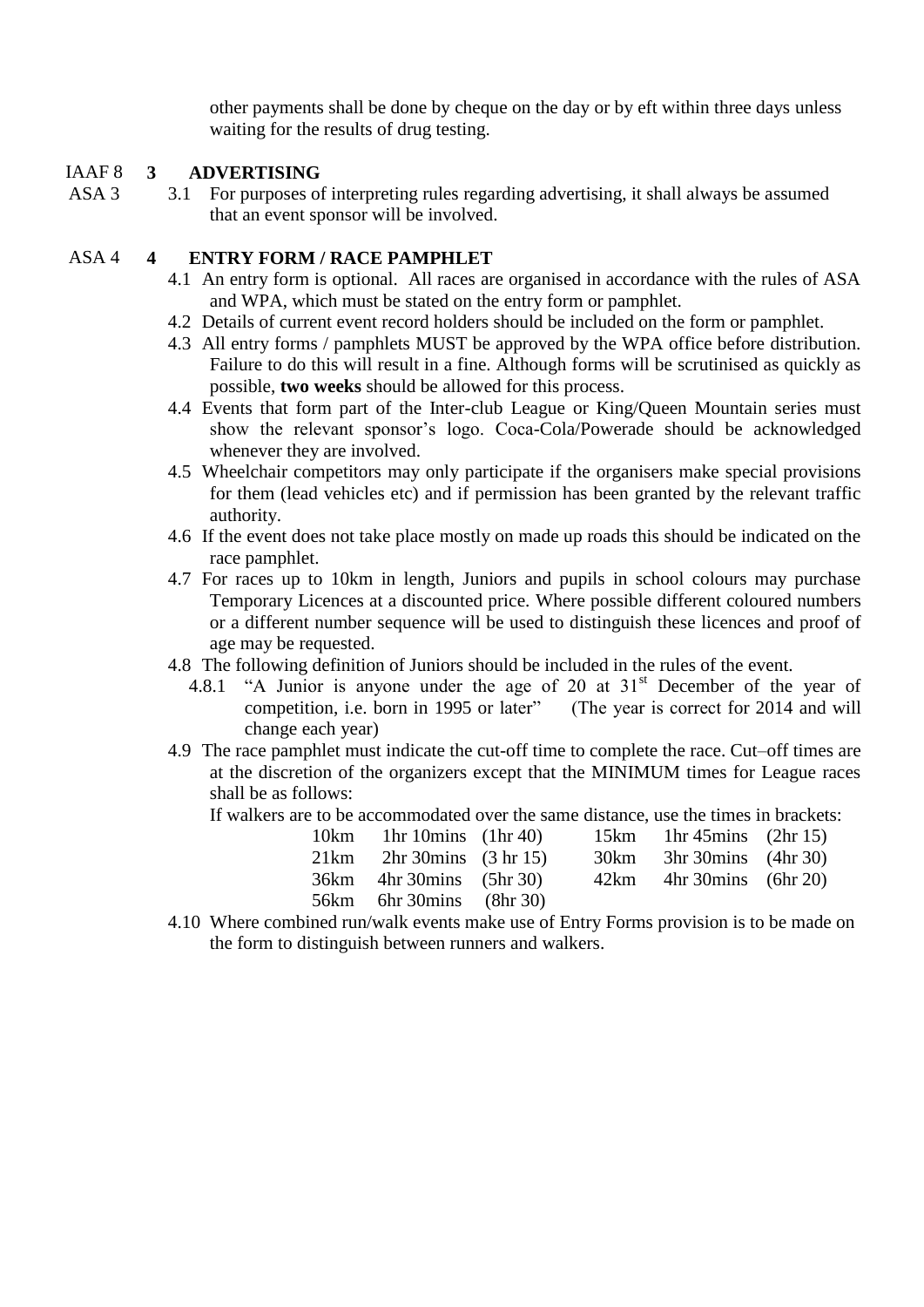other payments shall be done by cheque on the day or by eft within three days unless waiting for the results of drug testing.

IAAF 8
ASA 3

## 3 ADVERTISING

3.1 For purposes of interpreting rules regarding advertising, it shall always be assumed that an event sponsor will be involved.

ASA 4

## 4 ENTRY FORM / RACE PAMPHLET

4.1 An entry form is optional. All races are organised in accordance with the rules of ASA and WPA, which must be stated on the entry form or pamphlet.

4.2 Details of current event record holders should be included on the form or pamphlet.

4.3 All entry forms / pamphlets MUST be approved by the WPA office before distribution. Failure to do this will result in a fine. Although forms will be scrutinised as quickly as possible, **two weeks** should be allowed for this process.

4.4 Events that form part of the Inter-club League or King/Queen Mountain series must show the relevant sponsor's logo. Coca-Cola/Powerade should be acknowledged whenever they are involved.

4.5 Wheelchair competitors may only participate if the organisers make special provisions for them (lead vehicles etc) and if permission has been granted by the relevant traffic authority.

4.6 If the event does not take place mostly on made up roads this should be indicated on the race pamphlet.

4.7 For races up to 10km in length, Juniors and pupils in school colours may purchase Temporary Licences at a discounted price. Where possible different coloured numbers or a different number sequence will be used to distinguish these licences and proof of age may be requested.

4.8 The following definition of Juniors should be included in the rules of the event.

4.8.1 "A Junior is anyone under the age of 20 at 31st December of the year of competition, i.e. born in 1995 or later" (The year is correct for 2014 and will change each year)

4.9 The race pamphlet must indicate the cut-off time to complete the race. Cut–off times are at the discretion of the organizers except that the MINIMUM times for League races shall be as follows:

If walkers are to be accommodated over the same distance, use the times in brackets:

| | | | | | |
|---|---|---|---|---|---|
| 10km | 1hr 10mins | (1hr 40) | 15km | 1hr 45mins | (2hr 15) |
| 21km | 2hr 30mins | (3 hr 15) | 30km | 3hr 30mins | (4hr 30) |
| 36km | 4hr 30mins | (5hr 30) | 42km | 4hr 30mins | (6hr 20) |
| 56km | 6hr 30mins | (8hr 30) | | | |

4.10 Where combined run/walk events make use of Entry Forms provision is to be made on the form to distinguish between runners and walkers.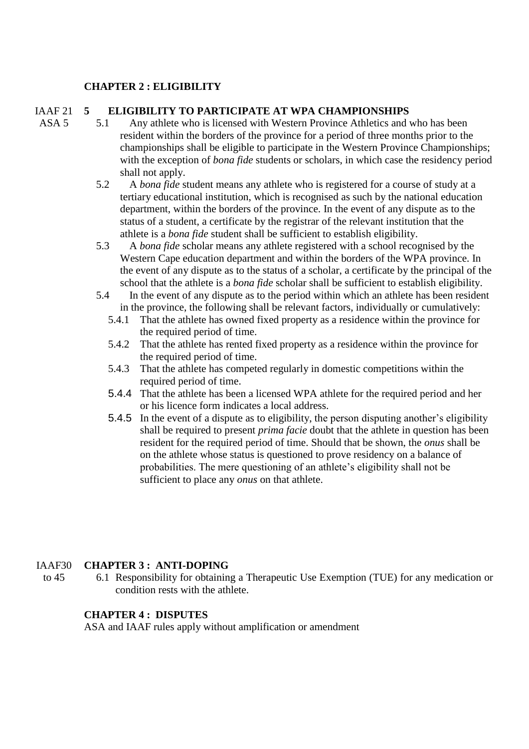## CHAPTER 2 : ELIGIBILITY

IAAF 21
ASA 5

**5 ELIGIBILITY TO PARTICIPATE AT WPA CHAMPIONSHIPS**

5.1 Any athlete who is licensed with Western Province Athletics and who has been resident within the borders of the province for a period of three months prior to the championships shall be eligible to participate in the Western Province Championships; with the exception of *bona fide* students or scholars, in which case the residency period shall not apply.

5.2 A *bona fide* student means any athlete who is registered for a course of study at a tertiary educational institution, which is recognised as such by the national education department, within the borders of the province. In the event of any dispute as to the status of a student, a certificate by the registrar of the relevant institution that the athlete is a *bona fide* student shall be sufficient to establish eligibility.

5.3 A *bona fide* scholar means any athlete registered with a school recognised by the Western Cape education department and within the borders of the WPA province. In the event of any dispute as to the status of a scholar, a certificate by the principal of the school that the athlete is a *bona fide* scholar shall be sufficient to establish eligibility.

5.4 In the event of any dispute as to the period within which an athlete has been resident in the province, the following shall be relevant factors, individually or cumulatively:

5.4.1 That the athlete has owned fixed property as a residence within the province for the required period of time.

5.4.2 That the athlete has rented fixed property as a residence within the province for the required period of time.

5.4.3 That the athlete has competed regularly in domestic competitions within the required period of time.

5.4.4 That the athlete has been a licensed WPA athlete for the required period and her or his licence form indicates a local address.

5.4.5 In the event of a dispute as to eligibility, the person disputing another's eligibility shall be required to present *prima facie* doubt that the athlete in question has been resident for the required period of time. Should that be shown, the *onus* shall be on the athlete whose status is questioned to prove residency on a balance of probabilities. The mere questioning of an athlete's eligibility shall not be sufficient to place any *onus* on that athlete.

IAAF30
to 45

## CHAPTER 3 : ANTI-DOPING

6.1 Responsibility for obtaining a Therapeutic Use Exemption (TUE) for any medication or condition rests with the athlete.

## CHAPTER 4 : DISPUTES

ASA and IAAF rules apply without amplification or amendment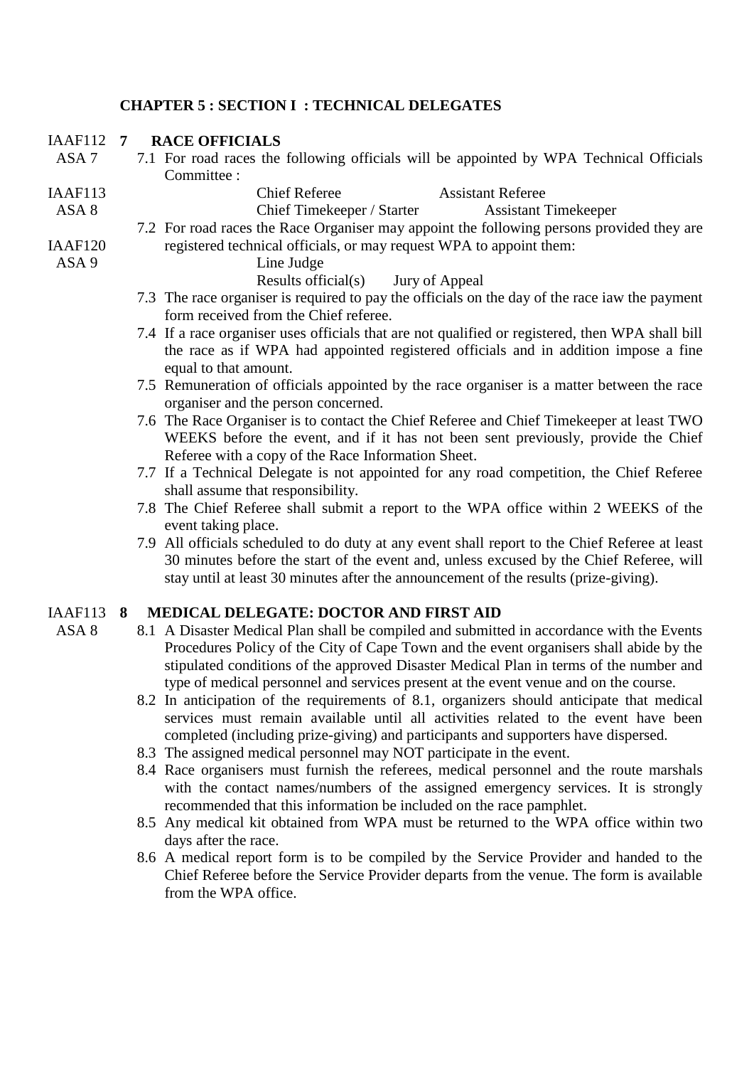## CHAPTER 5 : SECTION I : TECHNICAL DELEGATES

IAAF112 ASA 7

### 7 RACE OFFICIALS

7.1 For road races the following officials will be appointed by WPA Technical Officials Committee :

IAAF113 ASA 8

Chief Referee — Assistant Referee
Chief Timekeeper / Starter — Assistant Timekeeper

IAAF120 ASA 9

7.2 For road races the Race Organiser may appoint the following persons provided they are registered technical officials, or may request WPA to appoint them:

Line Judge
Results official(s) — Jury of Appeal

7.3 The race organiser is required to pay the officials on the day of the race iaw the payment form received from the Chief referee.

7.4 If a race organiser uses officials that are not qualified or registered, then WPA shall bill the race as if WPA had appointed registered officials and in addition impose a fine equal to that amount.

7.5 Remuneration of officials appointed by the race organiser is a matter between the race organiser and the person concerned.

7.6 The Race Organiser is to contact the Chief Referee and Chief Timekeeper at least TWO WEEKS before the event, and if it has not been sent previously, provide the Chief Referee with a copy of the Race Information Sheet.

7.7 If a Technical Delegate is not appointed for any road competition, the Chief Referee shall assume that responsibility.

7.8 The Chief Referee shall submit a report to the WPA office within 2 WEEKS of the event taking place.

7.9 All officials scheduled to do duty at any event shall report to the Chief Referee at least 30 minutes before the start of the event and, unless excused by the Chief Referee, will stay until at least 30 minutes after the announcement of the results (prize-giving).

IAAF113 ASA 8

### 8 MEDICAL DELEGATE: DOCTOR AND FIRST AID

8.1 A Disaster Medical Plan shall be compiled and submitted in accordance with the Events Procedures Policy of the City of Cape Town and the event organisers shall abide by the stipulated conditions of the approved Disaster Medical Plan in terms of the number and type of medical personnel and services present at the event venue and on the course.

8.2 In anticipation of the requirements of 8.1, organizers should anticipate that medical services must remain available until all activities related to the event have been completed (including prize-giving) and participants and supporters have dispersed.

8.3 The assigned medical personnel may NOT participate in the event.

8.4 Race organisers must furnish the referees, medical personnel and the route marshals with the contact names/numbers of the assigned emergency services. It is strongly recommended that this information be included on the race pamphlet.

8.5 Any medical kit obtained from WPA must be returned to the WPA office within two days after the race.

8.6 A medical report form is to be compiled by the Service Provider and handed to the Chief Referee before the Service Provider departs from the venue. The form is available from the WPA office.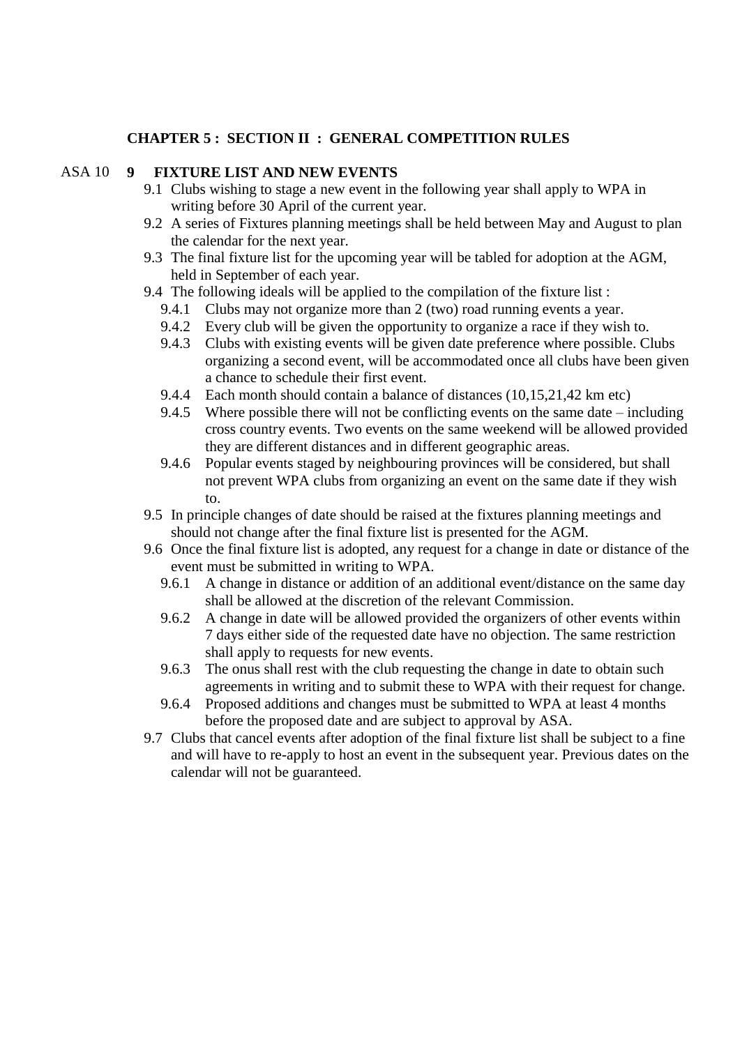**CHAPTER 5 : SECTION II : GENERAL COMPETITION RULES**

ASA 10 **9 FIXTURE LIST AND NEW EVENTS**

9.1 Clubs wishing to stage a new event in the following year shall apply to WPA in writing before 30 April of the current year.

9.2 A series of Fixtures planning meetings shall be held between May and August to plan the calendar for the next year.

9.3 The final fixture list for the upcoming year will be tabled for adoption at the AGM, held in September of each year.

9.4 The following ideals will be applied to the compilation of the fixture list :

- 9.4.1 Clubs may not organize more than 2 (two) road running events a year.
- 9.4.2 Every club will be given the opportunity to organize a race if they wish to.
- 9.4.3 Clubs with existing events will be given date preference where possible. Clubs organizing a second event, will be accommodated once all clubs have been given a chance to schedule their first event.
- 9.4.4 Each month should contain a balance of distances (10,15,21,42 km etc)
- 9.4.5 Where possible there will not be conflicting events on the same date – including cross country events. Two events on the same weekend will be allowed provided they are different distances and in different geographic areas.
- 9.4.6 Popular events staged by neighbouring provinces will be considered, but shall not prevent WPA clubs from organizing an event on the same date if they wish to.

9.5 In principle changes of date should be raised at the fixtures planning meetings and should not change after the final fixture list is presented for the AGM.

9.6 Once the final fixture list is adopted, any request for a change in date or distance of the event must be submitted in writing to WPA.

- 9.6.1 A change in distance or addition of an additional event/distance on the same day shall be allowed at the discretion of the relevant Commission.
- 9.6.2 A change in date will be allowed provided the organizers of other events within 7 days either side of the requested date have no objection. The same restriction shall apply to requests for new events.
- 9.6.3 The onus shall rest with the club requesting the change in date to obtain such agreements in writing and to submit these to WPA with their request for change.
- 9.6.4 Proposed additions and changes must be submitted to WPA at least 4 months before the proposed date and are subject to approval by ASA.

9.7 Clubs that cancel events after adoption of the final fixture list shall be subject to a fine and will have to re-apply to host an event in the subsequent year. Previous dates on the calendar will not be guaranteed.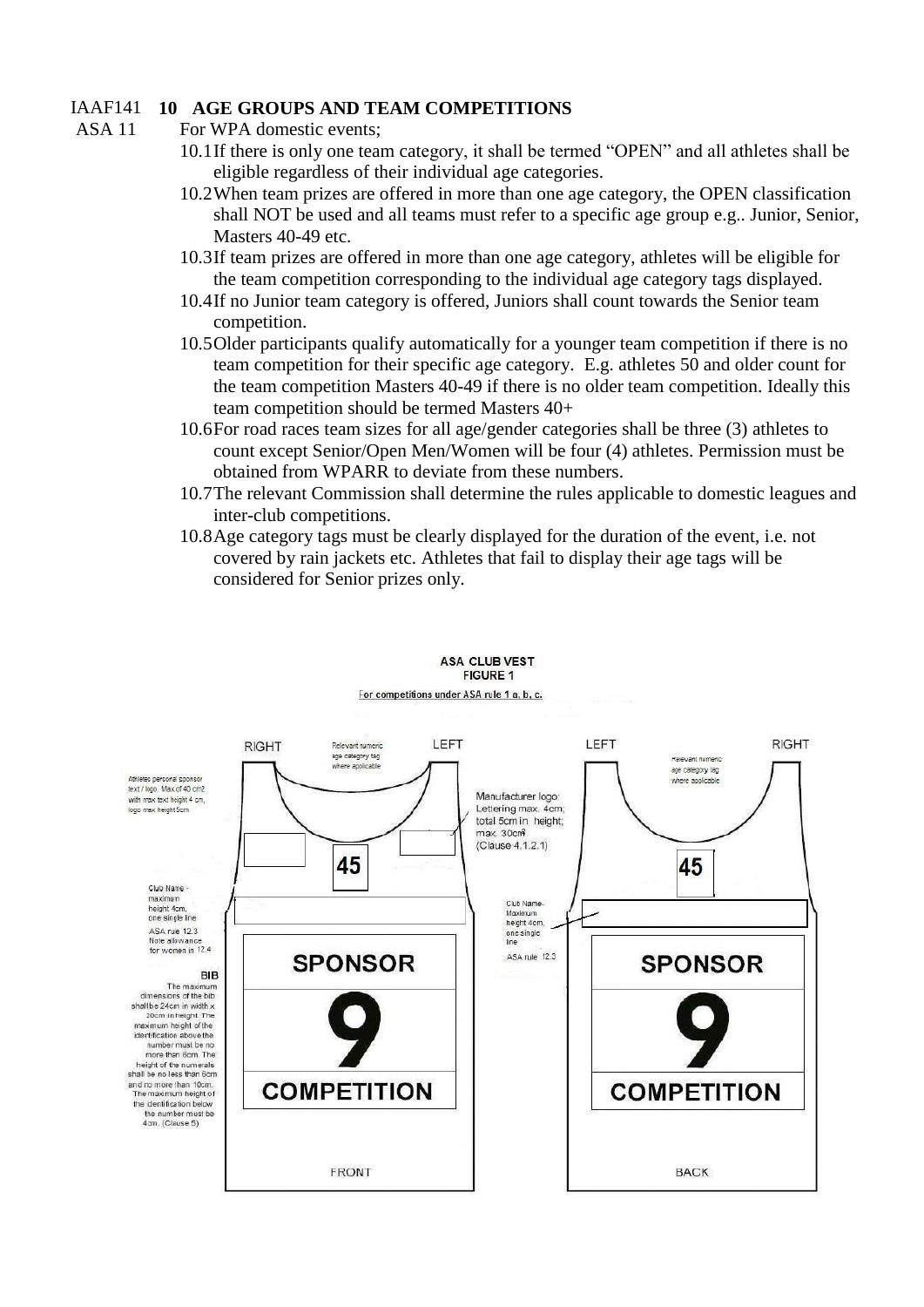IAAF141 **10 AGE GROUPS AND TEAM COMPETITIONS**
ASA 11 For WPA domestic events;

10.1 If there is only one team category, it shall be termed "OPEN" and all athletes shall be eligible regardless of their individual age categories.

10.2 When team prizes are offered in more than one age category, the OPEN classification shall NOT be used and all teams must refer to a specific age group e.g.. Junior, Senior, Masters 40-49 etc.

10.3 If team prizes are offered in more than one age category, athletes will be eligible for the team competition corresponding to the individual age category tags displayed.

10.4 If no Junior team category is offered, Juniors shall count towards the Senior team competition.

10.5 Older participants qualify automatically for a younger team competition if there is no team competition for their specific age category. E.g. athletes 50 and older count for the team competition Masters 40-49 if there is no older team competition. Ideally this team competition should be termed Masters 40+

10.6 For road races team sizes for all age/gender categories shall be three (3) athletes to count except Senior/Open Men/Women will be four (4) athletes. Permission must be obtained from WPARR to deviate from these numbers.

10.7 The relevant Commission shall determine the rules applicable to domestic leagues and inter-club competitions.

10.8 Age category tags must be clearly displayed for the duration of the event, i.e. not covered by rain jackets etc. Athletes that fail to display their age tags will be considered for Senior prizes only.

**ASA CLUB VEST**
**FIGURE 1**
For competitions under ASA rule 1 a, b, c.

RIGHT | Relevant numeric age category tag where applicable | LEFT

Athletes personal sponsor text / logo. Max of 40 cm2 with max text height 4 cm, logo max height 5cm

Manufacturer logo: Lettering max. 4cm; total 5cm in height; max. 30cm² (Clause 4.1.2.1)

Club Name - maximum height 4cm, one single line
ASA rule 12.3
Note allowance for women in 12.4

**BIB**
The maximum dimensions of the bib shall be 24cm in width x 20cm in height. The maximum height of the identification above the number must be no more than 6cm. The height of the numerals shall be no less than 6cm and no more than 10cm. The maximum height of the identification below the number must be 4cm. (Clause 5)

Club Name- Maximum height 4cm, one single line
ASA rule 12.3

45

SPONSOR
9
COMPETITION

FRONT

LEFT | Relevant numeric age category tag where applicable | RIGHT

45

SPONSOR
9
COMPETITION

BACK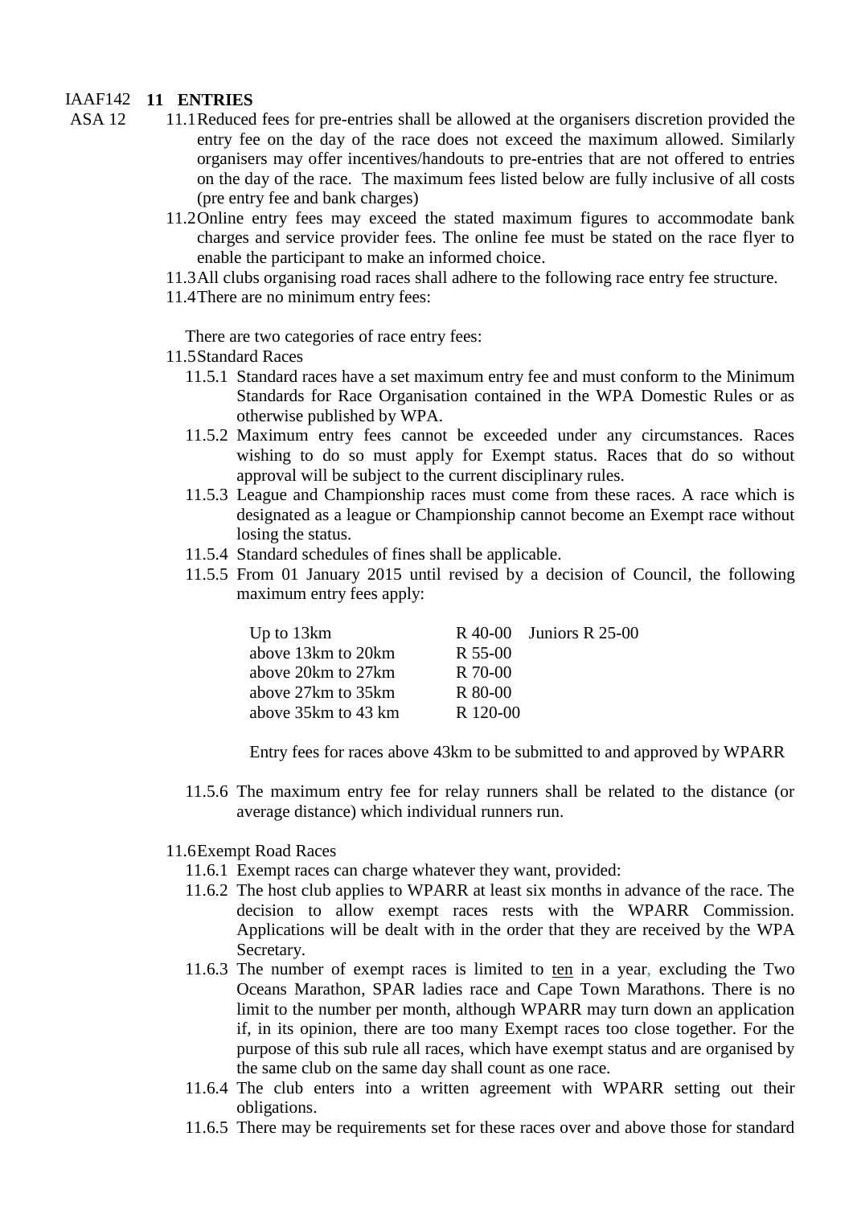IAAF142 ASA 12

## 11 ENTRIES

11.1 Reduced fees for pre-entries shall be allowed at the organisers discretion provided the entry fee on the day of the race does not exceed the maximum allowed. Similarly organisers may offer incentives/handouts to pre-entries that are not offered to entries on the day of the race. The maximum fees listed below are fully inclusive of all costs (pre entry fee and bank charges)

11.2 Online entry fees may exceed the stated maximum figures to accommodate bank charges and service provider fees. The online fee must be stated on the race flyer to enable the participant to make an informed choice.

11.3 All clubs organising road races shall adhere to the following race entry fee structure.

11.4 There are no minimum entry fees:

There are two categories of race entry fees:

11.5 Standard Races

11.5.1 Standard races have a set maximum entry fee and must conform to the Minimum Standards for Race Organisation contained in the WPA Domestic Rules or as otherwise published by WPA.

11.5.2 Maximum entry fees cannot be exceeded under any circumstances. Races wishing to do so must apply for Exempt status. Races that do so without approval will be subject to the current disciplinary rules.

11.5.3 League and Championship races must come from these races. A race which is designated as a league or Championship cannot become an Exempt race without losing the status.

11.5.4 Standard schedules of fines shall be applicable.

11.5.5 From 01 January 2015 until revised by a decision of Council, the following maximum entry fees apply:

| | | |
|---|---|---|
| Up to 13km | R 40-00 | Juniors R 25-00 |
| above 13km to 20km | R 55-00 | |
| above 20km to 27km | R 70-00 | |
| above 27km to 35km | R 80-00 | |
| above 35km to 43 km | R 120-00 | |

Entry fees for races above 43km to be submitted to and approved by WPARR

11.5.6 The maximum entry fee for relay runners shall be related to the distance (or average distance) which individual runners run.

11.6 Exempt Road Races

11.6.1 Exempt races can charge whatever they want, provided:

11.6.2 The host club applies to WPARR at least six months in advance of the race. The decision to allow exempt races rests with the WPARR Commission. Applications will be dealt with in the order that they are received by the WPA Secretary.

11.6.3 The number of exempt races is limited to ten in a year, excluding the Two Oceans Marathon, SPAR ladies race and Cape Town Marathons. There is no limit to the number per month, although WPARR may turn down an application if, in its opinion, there are too many Exempt races too close together. For the purpose of this sub rule all races, which have exempt status and are organised by the same club on the same day shall count as one race.

11.6.4 The club enters into a written agreement with WPARR setting out their obligations.

11.6.5 There may be requirements set for these races over and above those for standard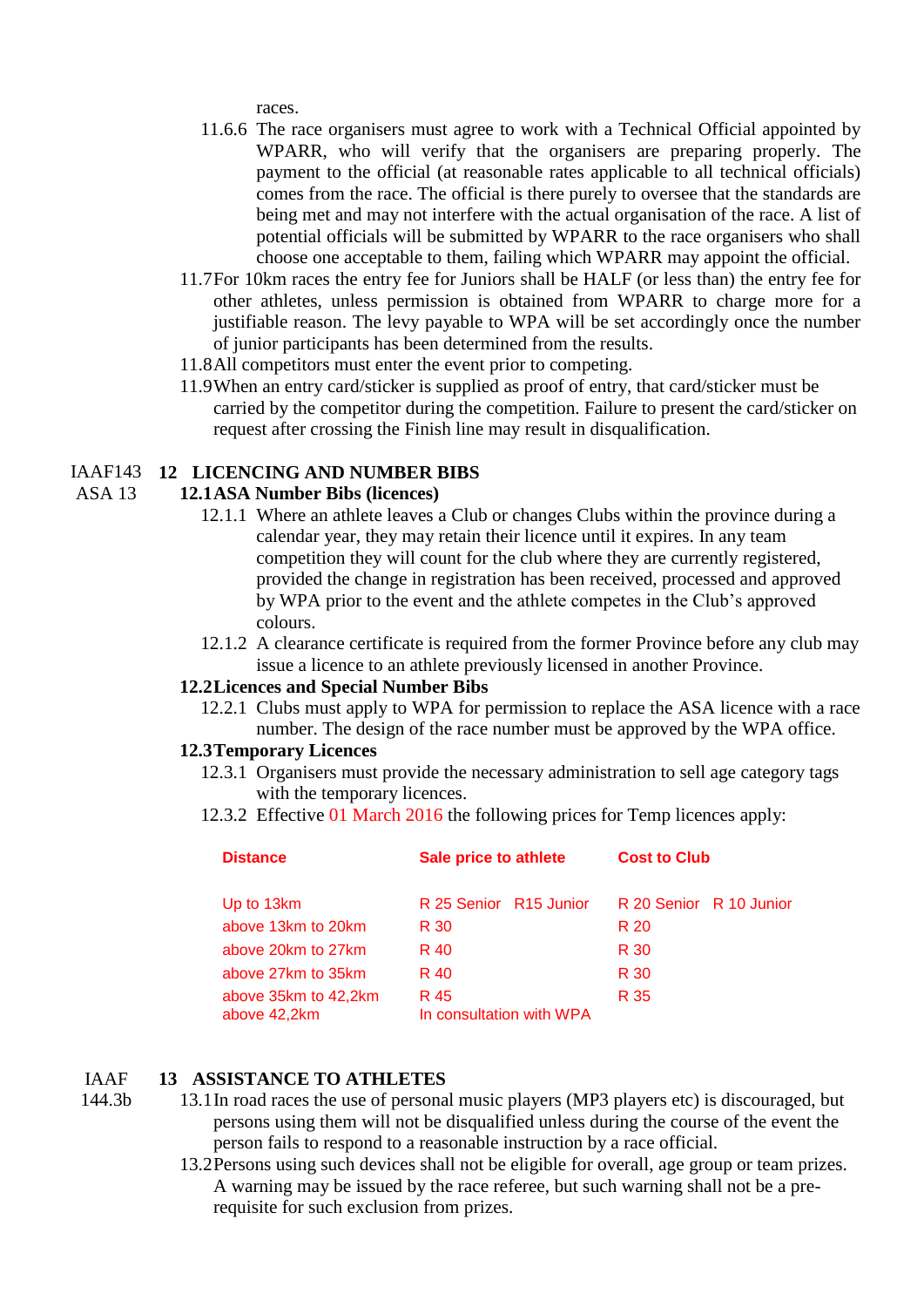races.

11.6.6 The race organisers must agree to work with a Technical Official appointed by WPARR, who will verify that the organisers are preparing properly. The payment to the official (at reasonable rates applicable to all technical officials) comes from the race. The official is there purely to oversee that the standards are being met and may not interfere with the actual organisation of the race. A list of potential officials will be submitted by WPARR to the race organisers who shall choose one acceptable to them, failing which WPARR may appoint the official.

11.7 For 10km races the entry fee for Juniors shall be HALF (or less than) the entry fee for other athletes, unless permission is obtained from WPARR to charge more for a justifiable reason. The levy payable to WPA will be set accordingly once the number of junior participants has been determined from the results.

11.8 All competitors must enter the event prior to competing.

11.9 When an entry card/sticker is supplied as proof of entry, that card/sticker must be carried by the competitor during the competition. Failure to present the card/sticker on request after crossing the Finish line may result in disqualification.

## 12 LICENCING AND NUMBER BIBS

IAAF143 ASA 13

### 12.1 ASA Number Bibs (licences)

12.1.1 Where an athlete leaves a Club or changes Clubs within the province during a calendar year, they may retain their licence until it expires. In any team competition they will count for the club where they are currently registered, provided the change in registration has been received, processed and approved by WPA prior to the event and the athlete competes in the Club's approved colours.

12.1.2 A clearance certificate is required from the former Province before any club may issue a licence to an athlete previously licensed in another Province.

### 12.2 Licences and Special Number Bibs

12.2.1 Clubs must apply to WPA for permission to replace the ASA licence with a race number. The design of the race number must be approved by the WPA office.

### 12.3 Temporary Licences

12.3.1 Organisers must provide the necessary administration to sell age category tags with the temporary licences.

12.3.2 Effective 01 March 2016 the following prices for Temp licences apply:

| Distance | Sale price to athlete | Cost to Club |
|---|---|---|
| Up to 13km | R 25 Senior R15 Junior | R 20 Senior R 10 Junior |
| above 13km to 20km | R 30 | R 20 |
| above 20km to 27km | R 40 | R 30 |
| above 27km to 35km | R 40 | R 30 |
| above 35km to 42,2km | R 45 | R 35 |
| above 42,2km | In consultation with WPA | |

## 13 ASSISTANCE TO ATHLETES

IAAF 144.3b

13.1 In road races the use of personal music players (MP3 players etc) is discouraged, but persons using them will not be disqualified unless during the course of the event the person fails to respond to a reasonable instruction by a race official.

13.2 Persons using such devices shall not be eligible for overall, age group or team prizes. A warning may be issued by the race referee, but such warning shall not be a pre-requisite for such exclusion from prizes.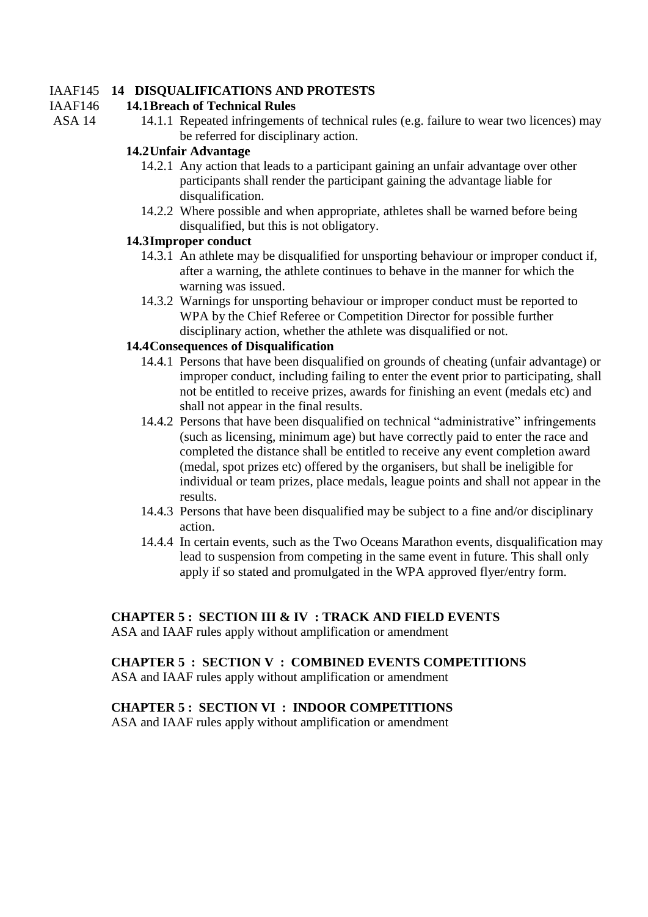IAAF145 **14 DISQUALIFICATIONS AND PROTESTS**

IAAF146 **14.1 Breach of Technical Rules**

ASA 14

14.1.1 Repeated infringements of technical rules (e.g. failure to wear two licences) may be referred for disciplinary action.

**14.2 Unfair Advantage**

14.2.1 Any action that leads to a participant gaining an unfair advantage over other participants shall render the participant gaining the advantage liable for disqualification.

14.2.2 Where possible and when appropriate, athletes shall be warned before being disqualified, but this is not obligatory.

**14.3 Improper conduct**

14.3.1 An athlete may be disqualified for unsporting behaviour or improper conduct if, after a warning, the athlete continues to behave in the manner for which the warning was issued.

14.3.2 Warnings for unsporting behaviour or improper conduct must be reported to WPA by the Chief Referee or Competition Director for possible further disciplinary action, whether the athlete was disqualified or not.

**14.4 Consequences of Disqualification**

14.4.1 Persons that have been disqualified on grounds of cheating (unfair advantage) or improper conduct, including failing to enter the event prior to participating, shall not be entitled to receive prizes, awards for finishing an event (medals etc) and shall not appear in the final results.

14.4.2 Persons that have been disqualified on technical "administrative" infringements (such as licensing, minimum age) but have correctly paid to enter the race and completed the distance shall be entitled to receive any event completion award (medal, spot prizes etc) offered by the organisers, but shall be ineligible for individual or team prizes, place medals, league points and shall not appear in the results.

14.4.3 Persons that have been disqualified may be subject to a fine and/or disciplinary action.

14.4.4 In certain events, such as the Two Oceans Marathon events, disqualification may lead to suspension from competing in the same event in future. This shall only apply if so stated and promulgated in the WPA approved flyer/entry form.

## CHAPTER 5 : SECTION III & IV : TRACK AND FIELD EVENTS

ASA and IAAF rules apply without amplification or amendment

## CHAPTER 5 : SECTION V : COMBINED EVENTS COMPETITIONS

ASA and IAAF rules apply without amplification or amendment

## CHAPTER 5 : SECTION VI : INDOOR COMPETITIONS

ASA and IAAF rules apply without amplification or amendment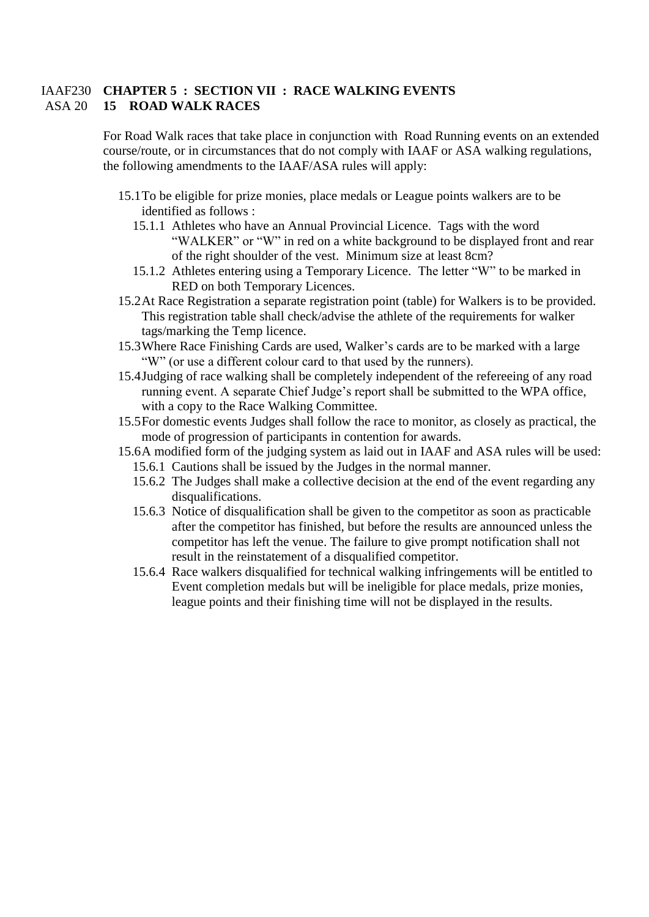IAAF230 **CHAPTER 5 : SECTION VII : RACE WALKING EVENTS**

ASA 20 **15 ROAD WALK RACES**

For Road Walk races that take place in conjunction with Road Running events on an extended course/route, or in circumstances that do not comply with IAAF or ASA walking regulations, the following amendments to the IAAF/ASA rules will apply:

- 15.1 To be eligible for prize monies, place medals or League points walkers are to be identified as follows :
  - 15.1.1 Athletes who have an Annual Provincial Licence. Tags with the word "WALKER" or "W" in red on a white background to be displayed front and rear of the right shoulder of the vest. Minimum size at least 8cm?
  - 15.1.2 Athletes entering using a Temporary Licence. The letter "W" to be marked in RED on both Temporary Licences.
- 15.2 At Race Registration a separate registration point (table) for Walkers is to be provided. This registration table shall check/advise the athlete of the requirements for walker tags/marking the Temp licence.
- 15.3 Where Race Finishing Cards are used, Walker's cards are to be marked with a large "W" (or use a different colour card to that used by the runners).
- 15.4 Judging of race walking shall be completely independent of the refereeing of any road running event. A separate Chief Judge's report shall be submitted to the WPA office, with a copy to the Race Walking Committee.
- 15.5 For domestic events Judges shall follow the race to monitor, as closely as practical, the mode of progression of participants in contention for awards.
- 15.6 A modified form of the judging system as laid out in IAAF and ASA rules will be used:
  - 15.6.1 Cautions shall be issued by the Judges in the normal manner.
  - 15.6.2 The Judges shall make a collective decision at the end of the event regarding any disqualifications.
  - 15.6.3 Notice of disqualification shall be given to the competitor as soon as practicable after the competitor has finished, but before the results are announced unless the competitor has left the venue. The failure to give prompt notification shall not result in the reinstatement of a disqualified competitor.
  - 15.6.4 Race walkers disqualified for technical walking infringements will be entitled to Event completion medals but will be ineligible for place medals, prize monies, league points and their finishing time will not be displayed in the results.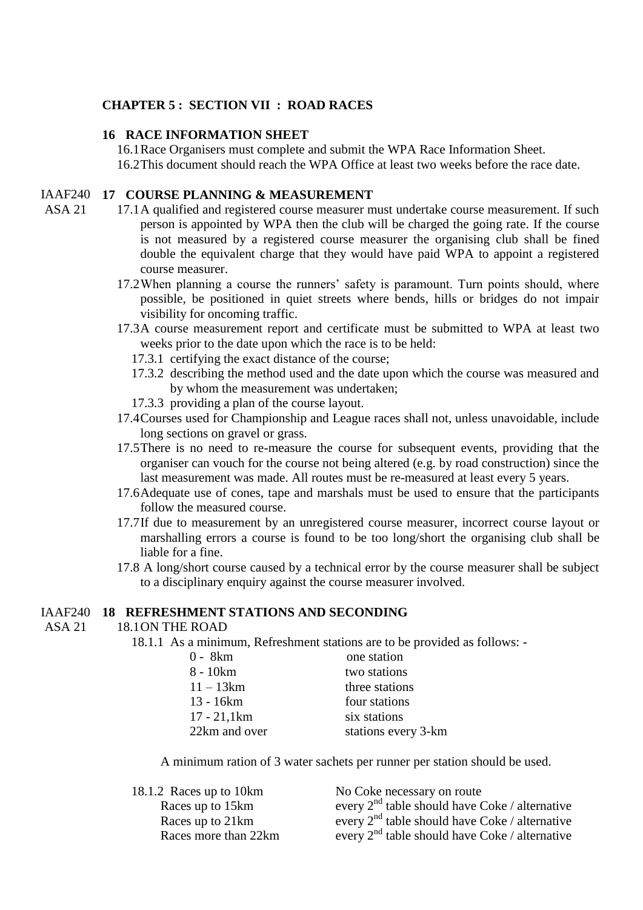## CHAPTER 5 : SECTION VII : ROAD RACES

### 16 RACE INFORMATION SHEET

16.1 Race Organisers must complete and submit the WPA Race Information Sheet.

16.2 This document should reach the WPA Office at least two weeks before the race date.

### 17 COURSE PLANNING & MEASUREMENT

IAAF240
ASA 21

17.1 A qualified and registered course measurer must undertake course measurement. If such person is appointed by WPA then the club will be charged the going rate. If the course is not measured by a registered course measurer the organising club shall be fined double the equivalent charge that they would have paid WPA to appoint a registered course measurer.

17.2 When planning a course the runners' safety is paramount. Turn points should, where possible, be positioned in quiet streets where bends, hills or bridges do not impair visibility for oncoming traffic.

17.3 A course measurement report and certificate must be submitted to WPA at least two weeks prior to the date upon which the race is to be held:

- 17.3.1 certifying the exact distance of the course;
- 17.3.2 describing the method used and the date upon which the course was measured and by whom the measurement was undertaken;
- 17.3.3 providing a plan of the course layout.

17.4 Courses used for Championship and League races shall not, unless unavoidable, include long sections on gravel or grass.

17.5 There is no need to re-measure the course for subsequent events, providing that the organiser can vouch for the course not being altered (e.g. by road construction) since the last measurement was made. All routes must be re-measured at least every 5 years.

17.6 Adequate use of cones, tape and marshals must be used to ensure that the participants follow the measured course.

17.7 If due to measurement by an unregistered course measurer, incorrect course layout or marshalling errors a course is found to be too long/short the organising club shall be liable for a fine.

17.8 A long/short course caused by a technical error by the course measurer shall be subject to a disciplinary enquiry against the course measurer involved.

### 18 REFRESHMENT STATIONS AND SECONDING

IAAF240
ASA 21

18.1 ON THE ROAD

18.1.1 As a minimum, Refreshment stations are to be provided as follows: -

| | |
|---|---|
| 0 - 8km | one station |
| 8 - 10km | two stations |
| 11 – 13km | three stations |
| 13 - 16km | four stations |
| 17 - 21,1km | six stations |
| 22km and over | stations every 3-km |

A minimum ration of 3 water sachets per runner per station should be used.

| | |
|---|---|
| 18.1.2 Races up to 10km | No Coke necessary on route |
| Races up to 15km | every 2nd table should have Coke / alternative |
| Races up to 21km | every 2nd table should have Coke / alternative |
| Races more than 22km | every 2nd table should have Coke / alternative |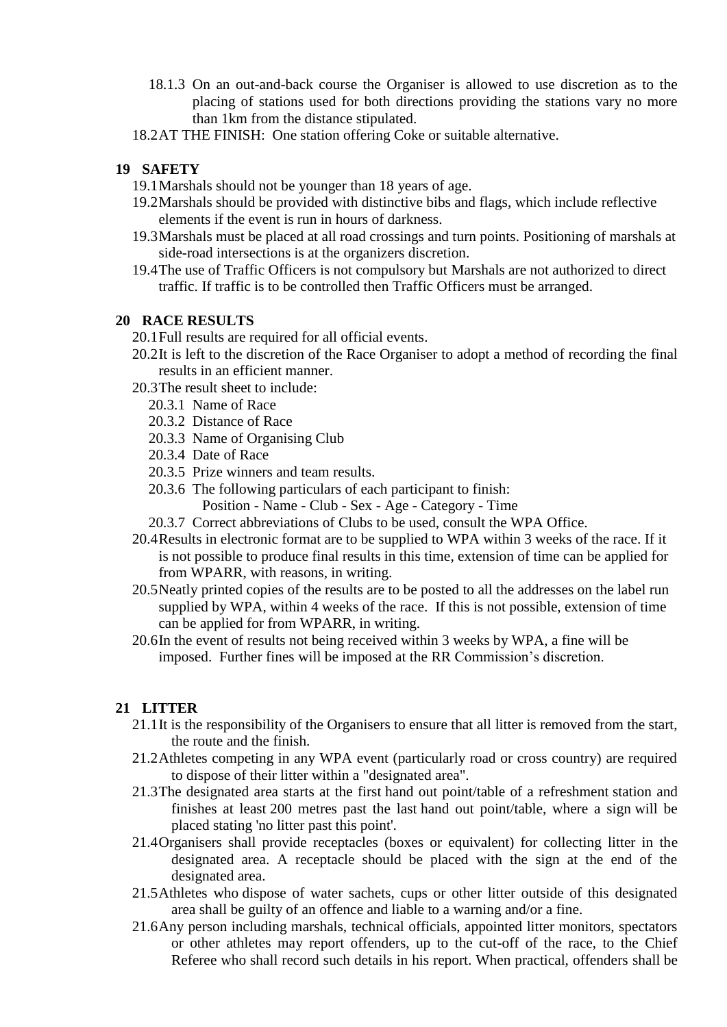18.1.3 On an out-and-back course the Organiser is allowed to use discretion as to the placing of stations used for both directions providing the stations vary no more than 1km from the distance stipulated.

18.2 AT THE FINISH: One station offering Coke or suitable alternative.

## 19 SAFETY

19.1 Marshals should not be younger than 18 years of age.

19.2 Marshals should be provided with distinctive bibs and flags, which include reflective elements if the event is run in hours of darkness.

19.3 Marshals must be placed at all road crossings and turn points. Positioning of marshals at side-road intersections is at the organizers discretion.

19.4 The use of Traffic Officers is not compulsory but Marshals are not authorized to direct traffic. If traffic is to be controlled then Traffic Officers must be arranged.

## 20 RACE RESULTS

20.1 Full results are required for all official events.

20.2 It is left to the discretion of the Race Organiser to adopt a method of recording the final results in an efficient manner.

20.3 The result sheet to include:

- 20.3.1 Name of Race
- 20.3.2 Distance of Race
- 20.3.3 Name of Organising Club
- 20.3.4 Date of Race
- 20.3.5 Prize winners and team results.
- 20.3.6 The following particulars of each participant to finish:
  Position - Name - Club - Sex - Age - Category - Time
- 20.3.7 Correct abbreviations of Clubs to be used, consult the WPA Office.

20.4 Results in electronic format are to be supplied to WPA within 3 weeks of the race. If it is not possible to produce final results in this time, extension of time can be applied for from WPARR, with reasons, in writing.

20.5 Neatly printed copies of the results are to be posted to all the addresses on the label run supplied by WPA, within 4 weeks of the race. If this is not possible, extension of time can be applied for from WPARR, in writing.

20.6 In the event of results not being received within 3 weeks by WPA, a fine will be imposed. Further fines will be imposed at the RR Commission's discretion.

## 21 LITTER

21.1 It is the responsibility of the Organisers to ensure that all litter is removed from the start, the route and the finish.

21.2 Athletes competing in any WPA event (particularly road or cross country) are required to dispose of their litter within a "designated area".

21.3 The designated area starts at the first hand out point/table of a refreshment station and finishes at least 200 metres past the last hand out point/table, where a sign will be placed stating 'no litter past this point'.

21.4 Organisers shall provide receptacles (boxes or equivalent) for collecting litter in the designated area. A receptacle should be placed with the sign at the end of the designated area.

21.5 Athletes who dispose of water sachets, cups or other litter outside of this designated area shall be guilty of an offence and liable to a warning and/or a fine.

21.6 Any person including marshals, technical officials, appointed litter monitors, spectators or other athletes may report offenders, up to the cut-off of the race, to the Chief Referee who shall record such details in his report. When practical, offenders shall be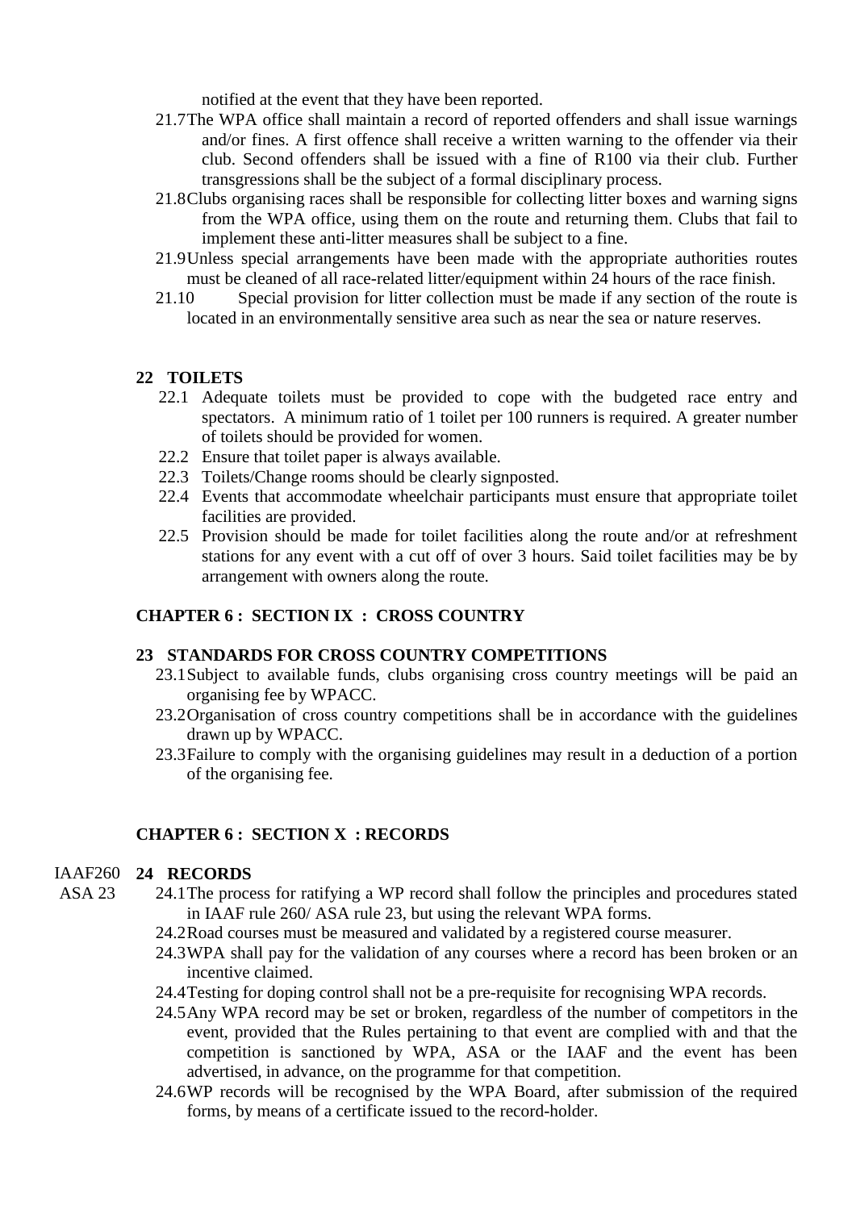notified at the event that they have been reported.

21.7 The WPA office shall maintain a record of reported offenders and shall issue warnings and/or fines. A first offence shall receive a written warning to the offender via their club. Second offenders shall be issued with a fine of R100 via their club. Further transgressions shall be the subject of a formal disciplinary process.

21.8 Clubs organising races shall be responsible for collecting litter boxes and warning signs from the WPA office, using them on the route and returning them. Clubs that fail to implement these anti-litter measures shall be subject to a fine.

21.9 Unless special arrangements have been made with the appropriate authorities routes must be cleaned of all race-related litter/equipment within 24 hours of the race finish.

21.10 Special provision for litter collection must be made if any section of the route is located in an environmentally sensitive area such as near the sea or nature reserves.

### 22 TOILETS

22.1 Adequate toilets must be provided to cope with the budgeted race entry and spectators. A minimum ratio of 1 toilet per 100 runners is required. A greater number of toilets should be provided for women.

22.2 Ensure that toilet paper is always available.

22.3 Toilets/Change rooms should be clearly signposted.

22.4 Events that accommodate wheelchair participants must ensure that appropriate toilet facilities are provided.

22.5 Provision should be made for toilet facilities along the route and/or at refreshment stations for any event with a cut off of over 3 hours. Said toilet facilities may be by arrangement with owners along the route.

## CHAPTER 6 : SECTION IX : CROSS COUNTRY

### 23 STANDARDS FOR CROSS COUNTRY COMPETITIONS

23.1 Subject to available funds, clubs organising cross country meetings will be paid an organising fee by WPACC.

23.2 Organisation of cross country competitions shall be in accordance with the guidelines drawn up by WPACC.

23.3 Failure to comply with the organising guidelines may result in a deduction of a portion of the organising fee.

## CHAPTER 6 : SECTION X : RECORDS

IAAF260
ASA 23

### 24 RECORDS

24.1 The process for ratifying a WP record shall follow the principles and procedures stated in IAAF rule 260/ ASA rule 23, but using the relevant WPA forms.

24.2 Road courses must be measured and validated by a registered course measurer.

24.3 WPA shall pay for the validation of any courses where a record has been broken or an incentive claimed.

24.4 Testing for doping control shall not be a pre-requisite for recognising WPA records.

24.5 Any WPA record may be set or broken, regardless of the number of competitors in the event, provided that the Rules pertaining to that event are complied with and that the competition is sanctioned by WPA, ASA or the IAAF and the event has been advertised, in advance, on the programme for that competition.

24.6 WP records will be recognised by the WPA Board, after submission of the required forms, by means of a certificate issued to the record-holder.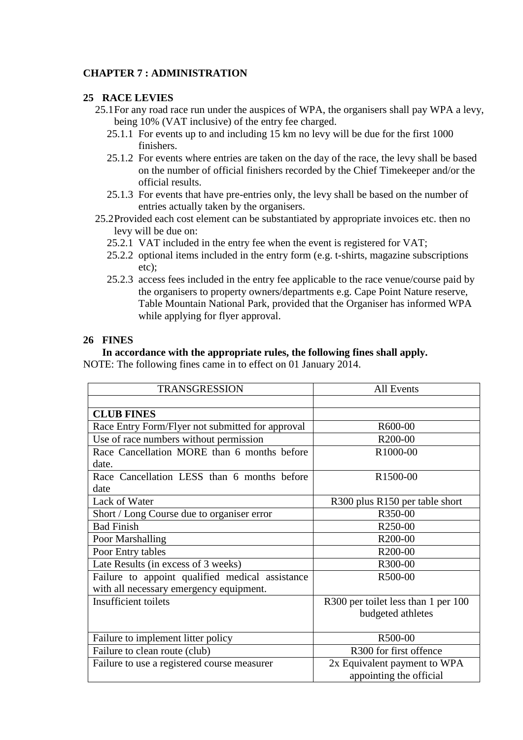# CHAPTER 7 : ADMINISTRATION

## 25 RACE LEVIES

25.1 For any road race run under the auspices of WPA, the organisers shall pay WPA a levy, being 10% (VAT inclusive) of the entry fee charged.

25.1.1 For events up to and including 15 km no levy will be due for the first 1000 finishers.

25.1.2 For events where entries are taken on the day of the race, the levy shall be based on the number of official finishers recorded by the Chief Timekeeper and/or the official results.

25.1.3 For events that have pre-entries only, the levy shall be based on the number of entries actually taken by the organisers.

25.2 Provided each cost element can be substantiated by appropriate invoices etc. then no levy will be due on:

25.2.1 VAT included in the entry fee when the event is registered for VAT;

25.2.2 optional items included in the entry form (e.g. t-shirts, magazine subscriptions etc);

25.2.3 access fees included in the entry fee applicable to the race venue/course paid by the organisers to property owners/departments e.g. Cape Point Nature reserve, Table Mountain National Park, provided that the Organiser has informed WPA while applying for flyer approval.

## 26 FINES

**In accordance with the appropriate rules, the following fines shall apply.**

NOTE: The following fines came in to effect on 01 January 2014.

| TRANSGRESSION | All Events |
|---|---|
| | |
| **CLUB FINES** | |
| Race Entry Form/Flyer not submitted for approval | R600-00 |
| Use of race numbers without permission | R200-00 |
| Race Cancellation MORE than 6 months before date. | R1000-00 |
| Race Cancellation LESS than 6 months before date | R1500-00 |
| Lack of Water | R300 plus R150 per table short |
| Short / Long Course due to organiser error | R350-00 |
| Bad Finish | R250-00 |
| Poor Marshalling | R200-00 |
| Poor Entry tables | R200-00 |
| Late Results (in excess of 3 weeks) | R300-00 |
| Failure to appoint qualified medical assistance with all necessary emergency equipment. | R500-00 |
| Insufficient toilets | R300 per toilet less than 1 per 100 budgeted athletes |
| Failure to implement litter policy | R500-00 |
| Failure to clean route (club) | R300 for first offence |
| Failure to use a registered course measurer | 2x Equivalent payment to WPA appointing the official |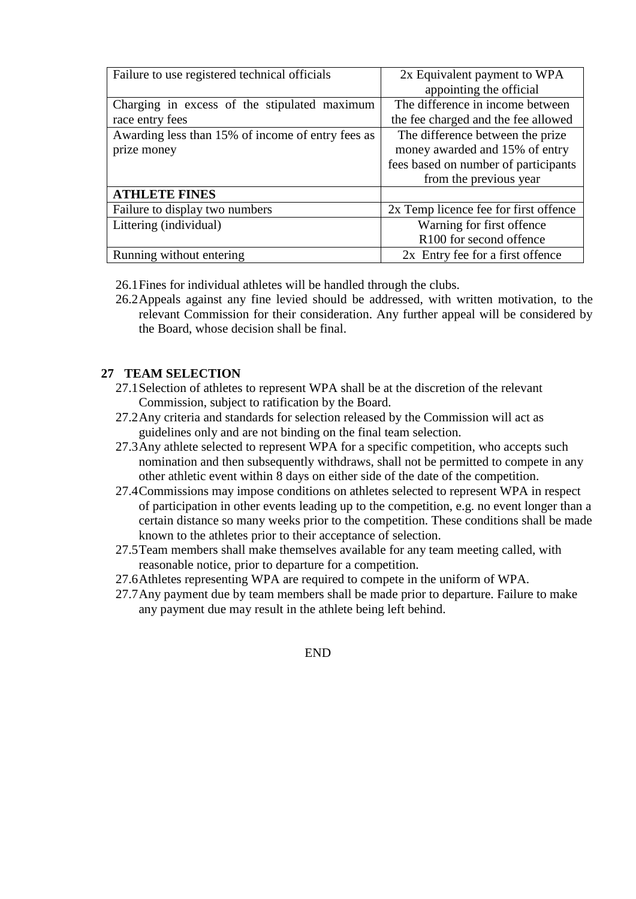| | |
|---|---|
| Failure to use registered technical officials | 2x Equivalent payment to WPA appointing the official |
| Charging in excess of the stipulated maximum race entry fees | The difference in income between the fee charged and the fee allowed |
| Awarding less than 15% of income of entry fees as prize money | The difference between the prize money awarded and 15% of entry fees based on number of participants from the previous year |
| **ATHLETE FINES** | |
| Failure to display two numbers | 2x Temp licence fee for first offence |
| Littering (individual) | Warning for first offence<br>R100 for second offence |
| Running without entering | 2x Entry fee for a first offence |

26.1 Fines for individual athletes will be handled through the clubs.

26.2 Appeals against any fine levied should be addressed, with written motivation, to the relevant Commission for their consideration. Any further appeal will be considered by the Board, whose decision shall be final.

## 27 TEAM SELECTION

27.1 Selection of athletes to represent WPA shall be at the discretion of the relevant Commission, subject to ratification by the Board.

27.2 Any criteria and standards for selection released by the Commission will act as guidelines only and are not binding on the final team selection.

27.3 Any athlete selected to represent WPA for a specific competition, who accepts such nomination and then subsequently withdraws, shall not be permitted to compete in any other athletic event within 8 days on either side of the date of the competition.

27.4 Commissions may impose conditions on athletes selected to represent WPA in respect of participation in other events leading up to the competition, e.g. no event longer than a certain distance so many weeks prior to the competition. These conditions shall be made known to the athletes prior to their acceptance of selection.

27.5 Team members shall make themselves available for any team meeting called, with reasonable notice, prior to departure for a competition.

27.6 Athletes representing WPA are required to compete in the uniform of WPA.

27.7 Any payment due by team members shall be made prior to departure. Failure to make any payment due may result in the athlete being left behind.

END